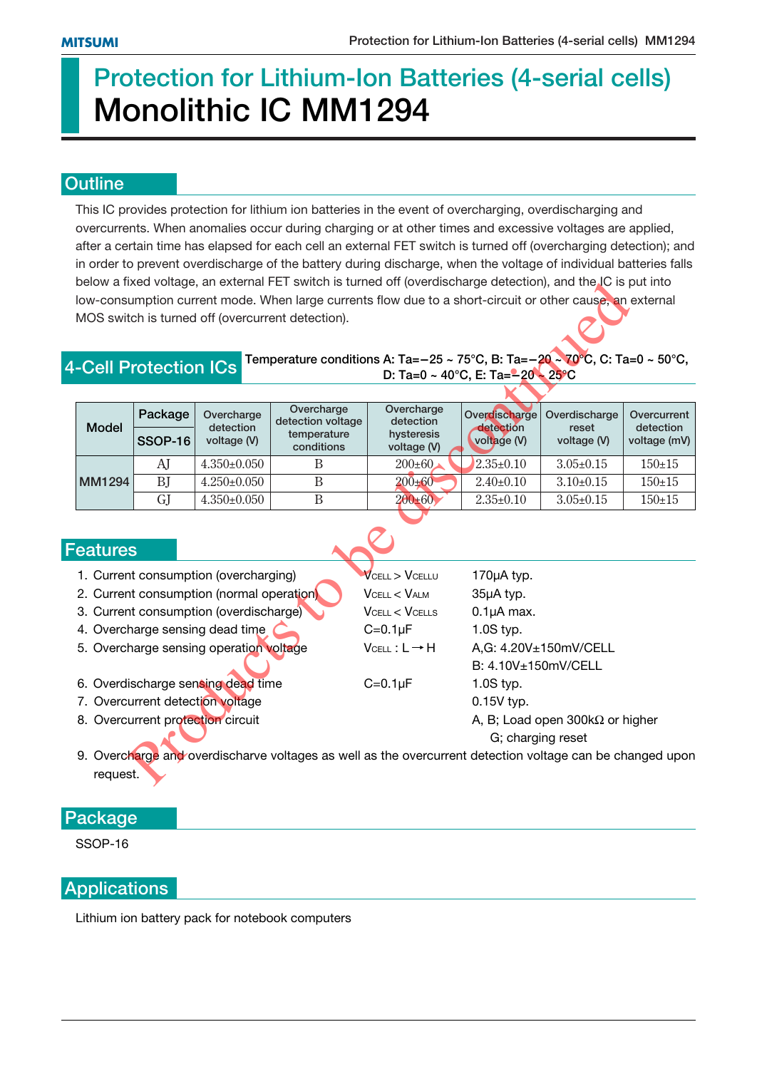# Protection for Lithium-Ion Batteries (4-serial cells)
# Monolithic IC MM1294

## Outline

This IC provides protection for lithium ion batteries in the event of overcharging, overdischarging and overcurrents. When anomalies occur during charging or at other times and excessive voltages are applied, after a certain time has elapsed for each cell an external FET switch is turned off (overcharging detection); and in order to prevent overdischarge of the battery during discharge, when the voltage of individual batteries falls below a fixed voltage, an external FET switch is turned off (overdischarge detection), and the IC is put into low-consumption current mode. When large currents flow due to a short-circuit or other cause, an external MOS switch is turned off (overcurrent detection).

## 4-Cell Protection ICs

Temperature conditions A: Ta=−25 ~ 75°C, B: Ta=−20 ~ 70°C, C: Ta=0 ~ 50°C, D: Ta=0 ~ 40°C, E: Ta=−20 ~ 25°C

| Model | Package SSOP-16 | Overcharge detection voltage (V) | Overcharge detection voltage temperature conditions | Overcharge detection hysteresis voltage (V) | Overdischarge detection voltage (V) | Overdischarge reset voltage (V) | Overcurrent detection voltage (mV) |
|---|---|---|---|---|---|---|---|
| MM1294 | AJ | 4.350±0.050 | B | 200±60 | 2.35±0.10 | 3.05±0.15 | 150±15 |
| | BJ | 4.250±0.050 | B | 200±60 | 2.40±0.10 | 3.10±0.15 | 150±15 |
| | GJ | 4.350±0.050 | B | 200±60 | 2.35±0.10 | 3.05±0.15 | 150±15 |

## Features

1. Current consumption (overcharging) — $V_{CELL} > V_{CELLU}$ — 170μA typ.
2. Current consumption (normal operation) — $V_{CELL} < V_{ALM}$ — 35μA typ.
3. Current consumption (overdischarge) — $V_{CELL} < V_{CELLS}$ — 0.1μA max.
4. Overcharge sensing dead time — C=0.1μF — 1.0S typ.
5. Overcharge sensing operation voltage — $V_{CELL}$ : L→H — A,G: 4.20V±150mV/CELL; B: 4.10V±150mV/CELL
6. Overdischarge sensing dead time — C=0.1μF — 1.0S typ.
7. Overcurrent detection voltage — 0.15V typ.
8. Overcurrent protection circuit — A, B; Load open 300kΩ or higher; G; charging reset
9. Overcharge and overdischarve voltages as well as the overcurrent detection voltage can be changed upon request.

## Package

SSOP-16

## Applications

Lithium ion battery pack for notebook computers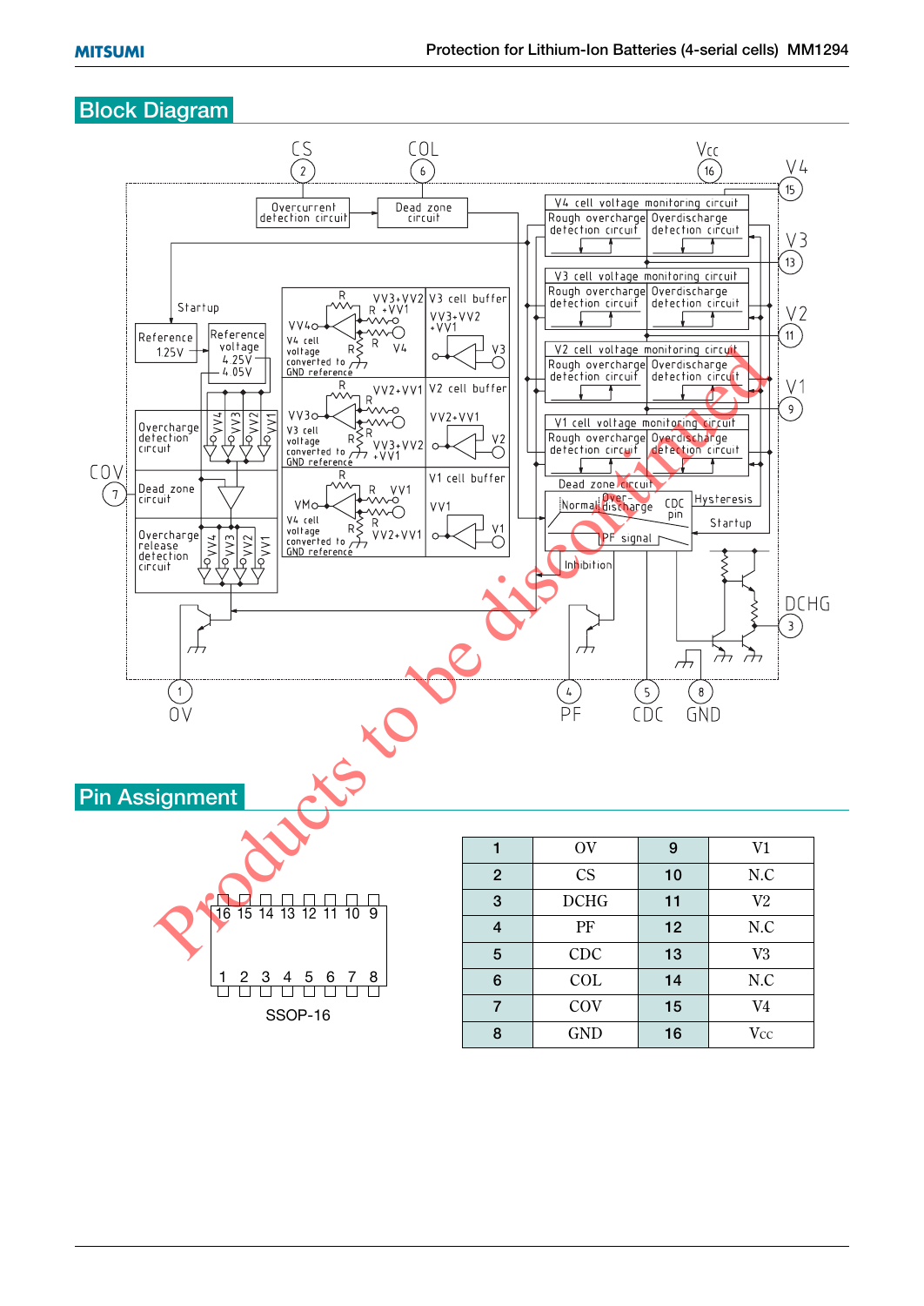## Block Diagram

## Pin Assignment

SSOP-16

| 1 | OV | 9 | V1 |
|---|---|---|---|
| 2 | CS | 10 | N.C |
| 3 | DCHG | 11 | V2 |
| 4 | PF | 12 | N.C |
| 5 | CDC | 13 | V3 |
| 6 | COL | 14 | N.C |
| 7 | COV | 15 | V4 |
| 8 | GND | 16 | Vcc |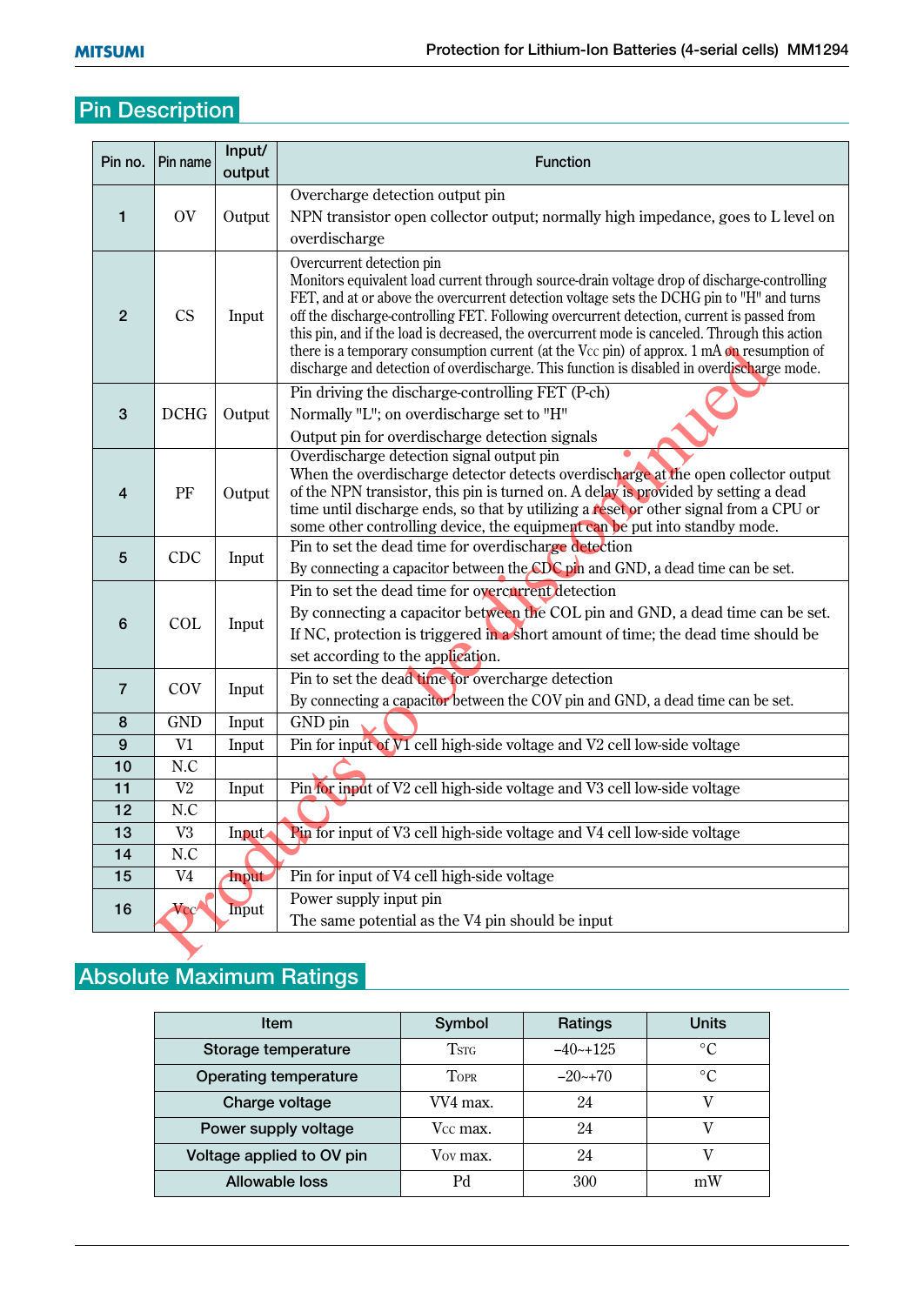## Pin Description

| Pin no. | Pin name | Input/ output | Function |
|---|---|---|---|
| 1 | OV | Output | Overcharge detection output pin<br>NPN transistor open collector output; normally high impedance, goes to L level on overdischarge |
| 2 | CS | Input | Overcurrent detection pin<br>Monitors equivalent load current through source-drain voltage drop of discharge-controlling FET, and at or above the overcurrent detection voltage sets the DCHG pin to "H" and turns off the discharge-controlling FET. Following overcurrent detection, current is passed from this pin, and if the load is decreased, the overcurrent mode is canceled. Through this action there is a temporary consumption current (at the Vcc pin) of approx. 1 mA on resumption of discharge and detection of overdischarge. This function is disabled in overdischarge mode. |
| 3 | DCHG | Output | Pin driving the discharge-controlling FET (P-ch)<br>Normally "L"; on overdischarge set to "H"<br>Output pin for overdischarge detection signals |
| 4 | PF | Output | Overdischarge detection signal output pin<br>When the overdischarge detector detects overdischarge at the open collector output of the NPN transistor, this pin is turned on. A delay is provided by setting a dead time until discharge ends, so that by utilizing a reset or other signal from a CPU or some other controlling device, the equipment can be put into standby mode. |
| 5 | CDC | Input | Pin to set the dead time for overdischarge detection<br>By connecting a capacitor between the CDC pin and GND, a dead time can be set. |
| 6 | COL | Input | Pin to set the dead time for overcurrent detection<br>By connecting a capacitor between the COL pin and GND, a dead time can be set.<br>If NC, protection is triggered in a short amount of time; the dead time should be set according to the application. |
| 7 | COV | Input | Pin to set the dead time for overcharge detection<br>By connecting a capacitor between the COV pin and GND, a dead time can be set. |
| 8 | GND | Input | GND pin |
| 9 | V1 | Input | Pin for input of V1 cell high-side voltage and V2 cell low-side voltage |
| 10 | N.C | | |
| 11 | V2 | Input | Pin for input of V2 cell high-side voltage and V3 cell low-side voltage |
| 12 | N.C | | |
| 13 | V3 | Input | Pin for input of V3 cell high-side voltage and V4 cell low-side voltage |
| 14 | N.C | | |
| 15 | V4 | Input | Pin for input of V4 cell high-side voltage |
| 16 | Vcc | Input | Power supply input pin<br>The same potential as the V4 pin should be input |

## Absolute Maximum Ratings

| Item | Symbol | Ratings | Units |
|---|---|---|---|
| Storage temperature | $T_{STG}$ | −40~+125 | °C |
| Operating temperature | $T_{OPR}$ | −20~+70 | °C |
| Charge voltage | VV4 max. | 24 | V |
| Power supply voltage | $V_{CC}$ max. | 24 | V |
| Voltage applied to OV pin | $V_{OV}$ max. | 24 | V |
| Allowable loss | Pd | 300 | mW |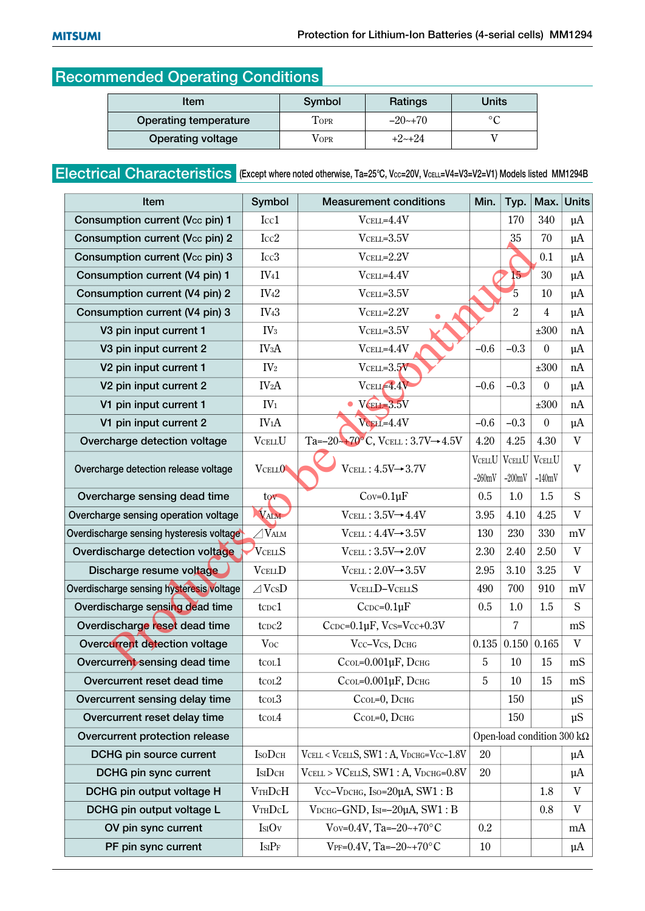## Recommended Operating Conditions

| Item | Symbol | Ratings | Units |
|---|---|---|---|
| Operating temperature | $T_{OPR}$ | −20~+70 | °C |
| Operating voltage | $V_{OPR}$ | +2~+24 | V |

## Electrical Characteristics

(Except where noted otherwise, Ta=25°C, Vcc=20V, VCELL=V4=V3=V2=V1) Models listed MM1294B

| Item | Symbol | Measurement conditions | Min. | Typ. | Max. | Units |
|---|---|---|---|---|---|---|
| Consumption current (Vcc pin) 1 | $I_{CC}1$ | $V_{CELL}$=4.4V | | 170 | 340 | µA |
| Consumption current (Vcc pin) 2 | $I_{CC}2$ | $V_{CELL}$=3.5V | | 35 | 70 | µA |
| Consumption current (Vcc pin) 3 | $I_{CC}3$ | $V_{CELL}$=2.2V | | | 0.1 | µA |
| Consumption current (V4 pin) 1 | $I_{V4}1$ | $V_{CELL}$=4.4V | | 15 | 30 | µA |
| Consumption current (V4 pin) 2 | $I_{V4}2$ | $V_{CELL}$=3.5V | | 5 | 10 | µA |
| Consumption current (V4 pin) 3 | $I_{V4}3$ | $V_{CELL}$=2.2V | | 2 | 4 | µA |
| V3 pin input current 1 | $I_{V3}$ | $V_{CELL}$=3.5V | | | ±300 | nA |
| V3 pin input current 2 | $I_{V3}A$ | $V_{CELL}$=4.4V | −0.6 | −0.3 | 0 | µA |
| V2 pin input current 1 | $I_{V2}$ | $V_{CELL}$=3.5V | | | ±300 | nA |
| V2 pin input current 2 | $I_{V2}A$ | $V_{CELL}$=4.4V | −0.6 | −0.3 | 0 | µA |
| V1 pin input current 1 | $I_{V1}$ | $V_{CELL}$=3.5V | | | ±300 | nA |
| V1 pin input current 2 | $I_{V1}A$ | $V_{CELL}$=4.4V | −0.6 | −0.3 | 0 | µA |
| Overcharge detection voltage | $V_{CELL}U$ | Ta=−20~+70°C, $V_{CELL}$ : 3.7V→4.5V | 4.20 | 4.25 | 4.30 | V |
| Overcharge detection release voltage | $V_{CELL}O$ | $V_{CELL}$ : 4.5V→3.7V | $V_{CELL}U$ -260mV | $V_{CELL}U$ -200mV | $V_{CELL}U$ -140mV | V |
| Overcharge sensing dead time | $t_{OV}$ | $C_{OV}$=0.1µF | 0.5 | 1.0 | 1.5 | S |
| Overcharge sensing operation voltage | $V_{ALM}$ | $V_{CELL}$ : 3.5V→4.4V | 3.95 | 4.10 | 4.25 | V |
| Overdischarge sensing hysteresis voltage | $\triangle V_{ALM}$ | $V_{CELL}$ : 4.4V→3.5V | 130 | 230 | 330 | mV |
| Overdischarge detection voltage | $V_{CELL}S$ | $V_{CELL}$ : 3.5V→2.0V | 2.30 | 2.40 | 2.50 | V |
| Discharge resume voltage | $V_{CELL}D$ | $V_{CELL}$ : 2.0V→3.5V | 2.95 | 3.10 | 3.25 | V |
| Overdischarge sensing hysteresis voltage | $\triangle V_{CS}D$ | $V_{CELL}D$−$V_{CELL}S$ | 490 | 700 | 910 | mV |
| Overdischarge sensing dead time | $t_{CDC}1$ | $C_{CDC}$=0.1µF | 0.5 | 1.0 | 1.5 | S |
| Overdischarge reset dead time | $t_{CDC}2$ | $C_{CDC}$=0.1µF, $V_{CS}$=$V_{CC}$+0.3V | | 7 | | mS |
| Overcurrent detection voltage | $V_{OC}$ | $V_{CC}$−$V_{CS}$, $D_{CHG}$ | 0.135 | 0.150 | 0.165 | V |
| Overcurrent sensing dead time | $t_{COL}1$ | $C_{COL}$=0.001µF, $D_{CHG}$ | 5 | 10 | 15 | mS |
| Overcurrent reset dead time | $t_{COL}2$ | $C_{COL}$=0.001µF, $D_{CHG}$ | 5 | 10 | 15 | mS |
| Overcurrent sensing delay time | $t_{COL}3$ | $C_{COL}$=0, $D_{CHG}$ | | 150 | | µS |
| Overcurrent reset delay time | $t_{COL}4$ | $C_{COL}$=0, $D_{CHG}$ | | 150 | | µS |
| Overcurrent protection release | | | Open-load condition 300 kΩ | | | |
| DCHG pin source current | $I_{SO}D_{CH}$ | $V_{CELL}$ < $V_{CELL}S$, SW1 : A, $V_{DCHG}$=$V_{CC}$−1.8V | 20 | | | µA |
| DCHG pin sync current | $I_{SI}D_{CH}$ | $V_{CELL}$ > $V_{CELL}S$, SW1 : A, $V_{DCHG}$=0.8V | 20 | | | µA |
| DCHG pin output voltage H | $V_{TH}D_{CH}$ | $V_{CC}$−$V_{DCHG}$, $I_{SO}$=20µA, SW1 : B | | | 1.8 | V |
| DCHG pin output voltage L | $V_{TH}D_{CL}$ | $V_{DCHG}$−GND, $I_{SI}$=−20µA, SW1 : B | | | 0.8 | V |
| OV pin sync current | $I_{SI}O_{V}$ | $V_{OV}$=0.4V, Ta=−20~+70°C | 0.2 | | | mA |
| PF pin sync current | $I_{SI}P_{F}$ | $V_{PF}$=0.4V, Ta=−20~+70°C | 10 | | | µA |

Products to be discontinued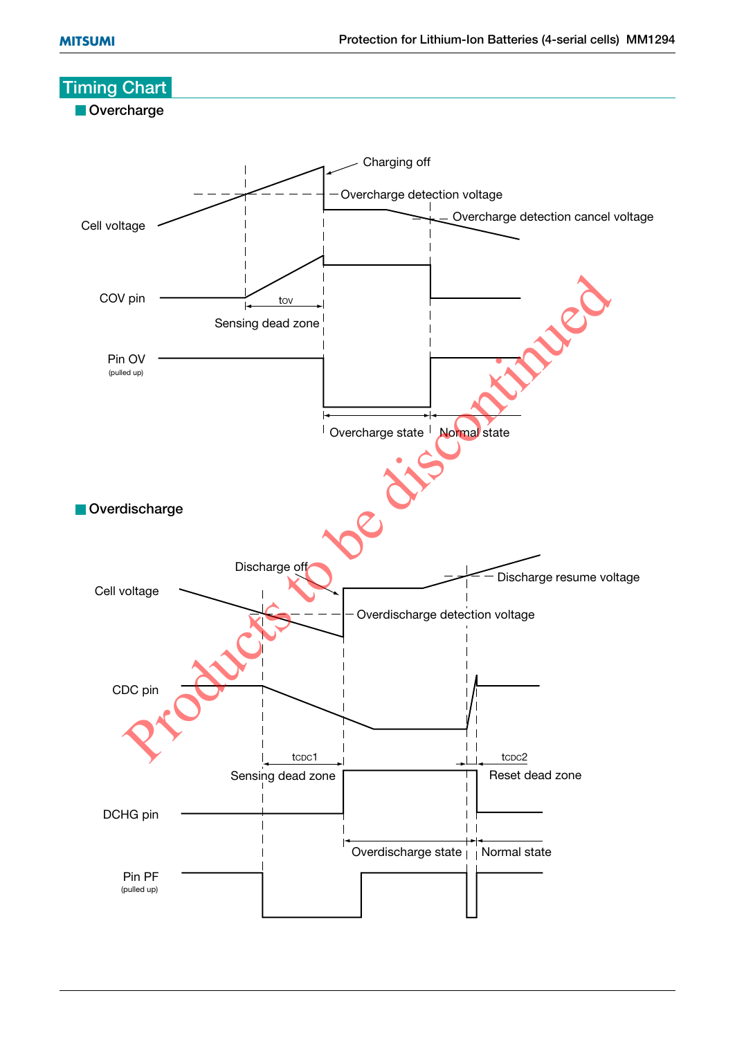# Timing Chart

## Overcharge

Charging off

Overcharge detection voltage

Overcharge detection cancel voltage

Cell voltage

COV pin

tov

Sensing dead zone

Pin OV
(pulled up)

Overcharge state

Normal state

## Overdischarge

Discharge off

Discharge resume voltage

Cell voltage

Overdischarge detection voltage

CDC pin

$t_{CDC1}$

$t_{CDC2}$

Sensing dead zone

Reset dead zone

DCHG pin

Overdischarge state

Normal state

Pin PF
(pulled up)

Products to be discontinued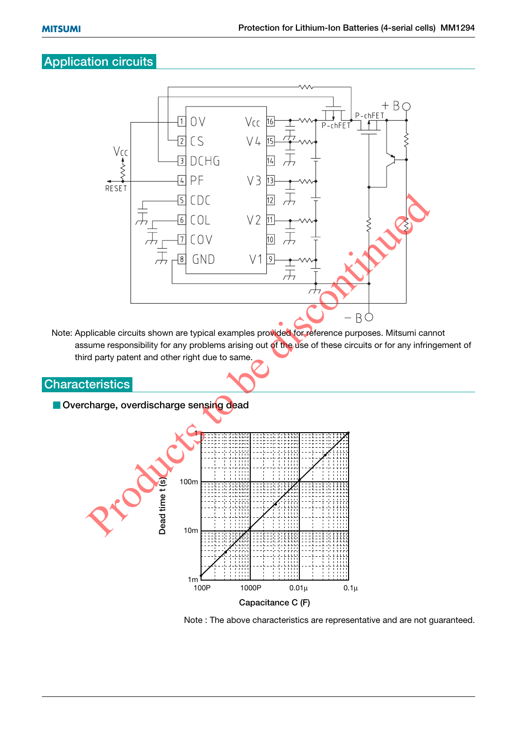## Application circuits

+B
P-chFET
P-chFET
1 OV
2 CS
3 DCHG
4 PF
5 CDC
6 COL
7 COV
8 GND
Vcc 16
V4 15
14
V3 13
12
V2 11
10
V1 9
Vcc
RESET
−B

Note: Applicable circuits shown are typical examples provided for reference purposes. Mitsumi cannot assume responsibility for any problems arising out of the use of these circuits or for any infringement of third party patent and other right due to same.

## Characteristics

### Overcharge, overdischarge sensing dead

Dead time t (s)
1
100m
10m
1m
100P
1000P
0.01μ
0.1μ
Capacitance C (F)

Note : The above characteristics are representative and are not guaranteed.

Products to be discontinued